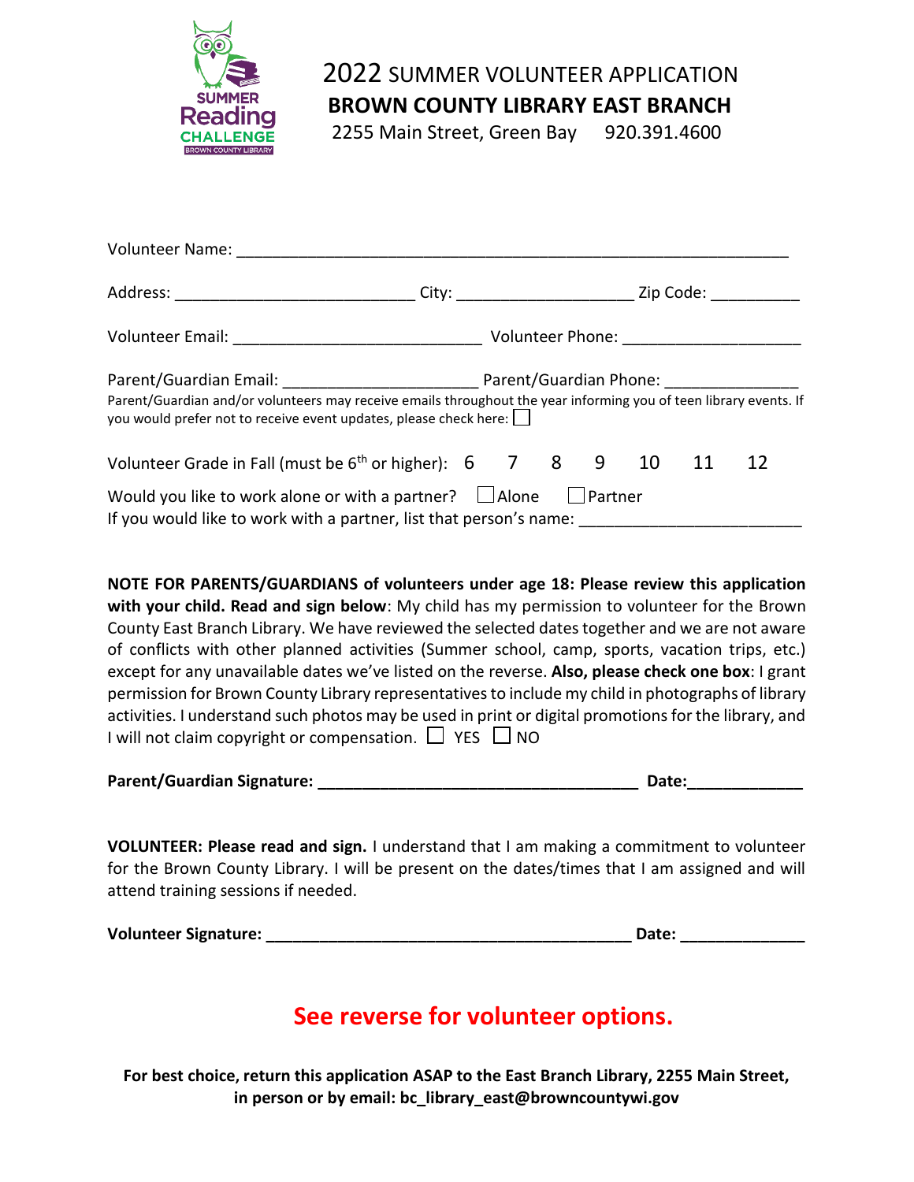SUMMER Reading CHALLENGE BROWN COUNTY LIBRARY

# 2022 SUMMER VOLUNTEER APPLICATION

## BROWN COUNTY LIBRARY EAST BRANCH

2255 Main Street, Green Bay 920.391.4600

Volunteer Name: ______________________________________________________________

Address: ___________________________ City: ____________________ Zip Code: __________

Volunteer Email: ____________________________ Volunteer Phone: ____________________

Parent/Guardian Email: ______________________ Parent/Guardian Phone: _______________

Parent/Guardian and/or volunteers may receive emails throughout the year informing you of teen library events. If you would prefer not to receive event updates, please check here: ☐

Volunteer Grade in Fall (must be 6th or higher): 6 7 8 9 10 11 12

Would you like to work alone or with a partner? ☐ Alone ☐ Partner

If you would like to work with a partner, list that person's name: ________________________

**NOTE FOR PARENTS/GUARDIANS of volunteers under age 18: Please review this application with your child. Read and sign below**: My child has my permission to volunteer for the Brown County East Branch Library. We have reviewed the selected dates together and we are not aware of conflicts with other planned activities (Summer school, camp, sports, vacation trips, etc.) except for any unavailable dates we've listed on the reverse. **Also, please check one box**: I grant permission for Brown County Library representatives to include my child in photographs of library activities. I understand such photos may be used in print or digital promotions for the library, and I will not claim copyright or compensation. ☐ YES ☐ NO

**Parent/Guardian Signature: ____________________________________ Date:_____________**

**VOLUNTEER: Please read and sign.** I understand that I am making a commitment to volunteer for the Brown County Library. I will be present on the dates/times that I am assigned and will attend training sessions if needed.

**Volunteer Signature: __________________________________________ Date: ______________**

## See reverse for volunteer options.

**For best choice, return this application ASAP to the East Branch Library, 2255 Main Street, in person or by email: bc_library_east@browncountywi.gov**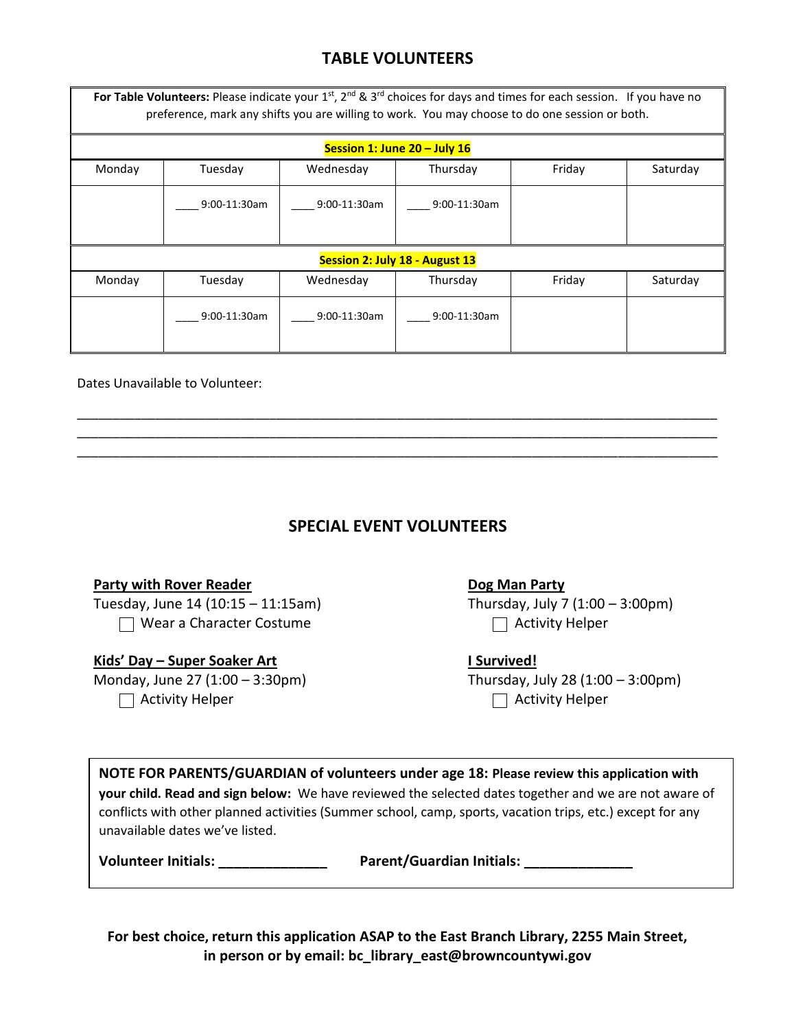## TABLE VOLUNTEERS

**For Table Volunteers:** Please indicate your 1st, 2nd & 3rd choices for days and times for each session. If you have no preference, mark any shifts you are willing to work. You may choose to do one session or both.

| Session 1: June 20 – July 16 | | | | | |
|---|---|---|---|---|---|
| Monday | Tuesday | Wednesday | Thursday | Friday | Saturday |
| | ____ 9:00-11:30am | ____ 9:00-11:30am | ____ 9:00-11:30am | | |

| Session 2: July 18 - August 13 | | | | | |
|---|---|---|---|---|---|
| Monday | Tuesday | Wednesday | Thursday | Friday | Saturday |
| | ____ 9:00-11:30am | ____ 9:00-11:30am | ____ 9:00-11:30am | | |

Dates Unavailable to Volunteer:

______________________________________________________________________________________
______________________________________________________________________________________
______________________________________________________________________________________

## SPECIAL EVENT VOLUNTEERS

**Party with Rover Reader**
Tuesday, June 14 (10:15 – 11:15am)
☐ Wear a Character Costume

**Kids' Day – Super Soaker Art**
Monday, June 27 (1:00 – 3:30pm)
☐ Activity Helper

**Dog Man Party**
Thursday, July 7 (1:00 – 3:00pm)
☐ Activity Helper

**I Survived!**
Thursday, July 28 (1:00 – 3:00pm)
☐ Activity Helper

**NOTE FOR PARENTS/GUARDIAN of volunteers under age 18: Please review this application with your child. Read and sign below:** We have reviewed the selected dates together and we are not aware of conflicts with other planned activities (Summer school, camp, sports, vacation trips, etc.) except for any unavailable dates we've listed.

**Volunteer Initials: ______________** **Parent/Guardian Initials: ______________**

**For best choice, return this application ASAP to the East Branch Library, 2255 Main Street, in person or by email: bc_library_east@browncountywi.gov**